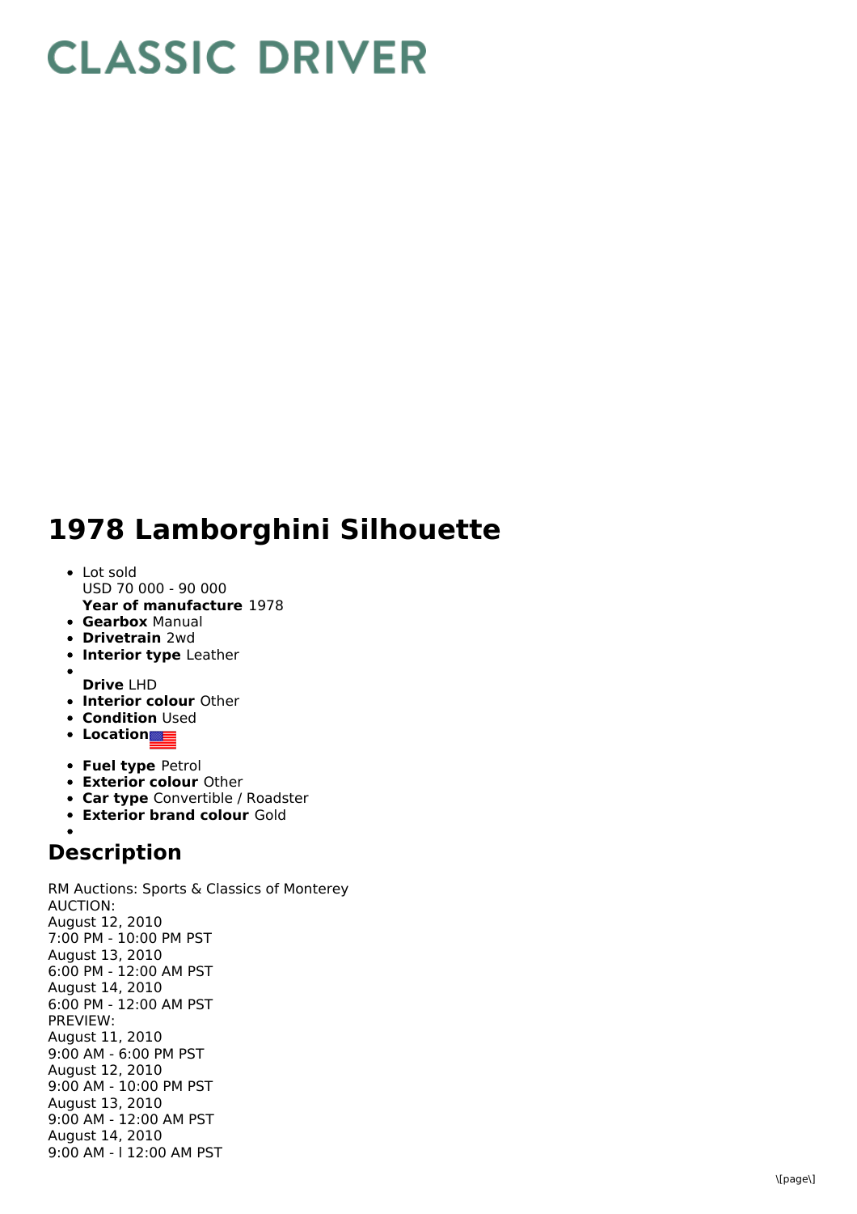# CLASSIC DRIVER

# 1978 Lamborghini Silhouette

- Lot sold
  USD 70 000 - 90 000
  **Year of manufacture** 1978
- **Gearbox** Manual
- **Drivetrain** 2wd
- **Interior type** Leather
- **Drive** LHD
- **Interior colour** Other
- **Condition** Used
- **Location**
- **Fuel type** Petrol
- **Exterior colour** Other
- **Car type** Convertible / Roadster
- **Exterior brand colour** Gold

## Description

RM Auctions: Sports & Classics of Monterey
AUCTION:
August 12, 2010
7:00 PM - 10:00 PM PST
August 13, 2010
6:00 PM - 12:00 AM PST
August 14, 2010
6:00 PM - 12:00 AM PST
PREVIEW:
August 11, 2010
9:00 AM - 6:00 PM PST
August 12, 2010
9:00 AM - 10:00 PM PST
August 13, 2010
9:00 AM - 12:00 AM PST
August 14, 2010
9:00 AM - l 12:00 AM PST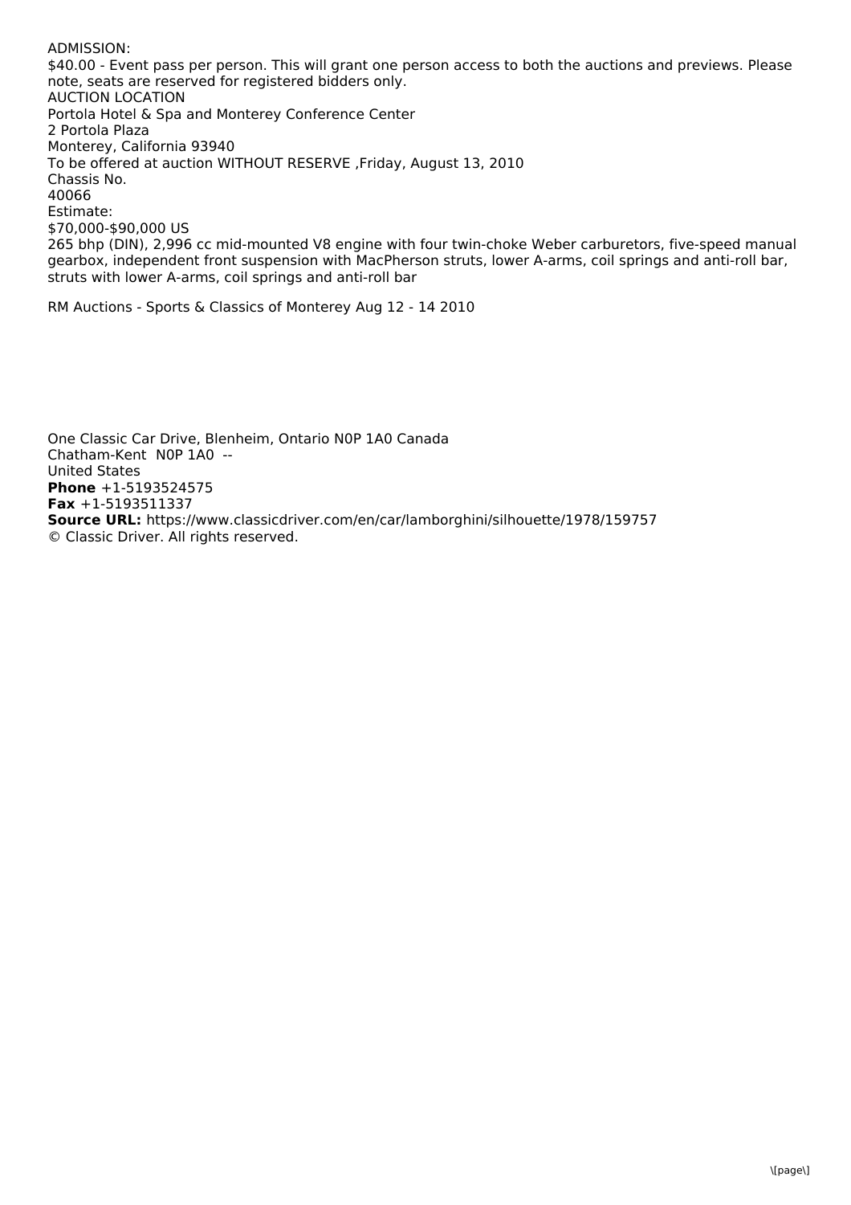ADMISSION:
$40.00 - Event pass per person. This will grant one person access to both the auctions and previews. Please note, seats are reserved for registered bidders only.
AUCTION LOCATION
Portola Hotel & Spa and Monterey Conference Center
2 Portola Plaza
Monterey, California 93940
To be offered at auction WITHOUT RESERVE ,Friday, August 13, 2010
Chassis No.
40066
Estimate:
$70,000-$90,000 US
265 bhp (DIN), 2,996 cc mid-mounted V8 engine with four twin-choke Weber carburetors, five-speed manual gearbox, independent front suspension with MacPherson struts, lower A-arms, coil springs and anti-roll bar, struts with lower A-arms, coil springs and anti-roll bar

RM Auctions - Sports & Classics of Monterey Aug 12 - 14 2010

One Classic Car Drive, Blenheim, Ontario N0P 1A0 Canada
Chatham-Kent  N0P 1A0  --
United States
**Phone** +1-5193524575
**Fax** +1-5193511337
**Source URL:** https://www.classicdriver.com/en/car/lamborghini/silhouette/1978/159757
© Classic Driver. All rights reserved.